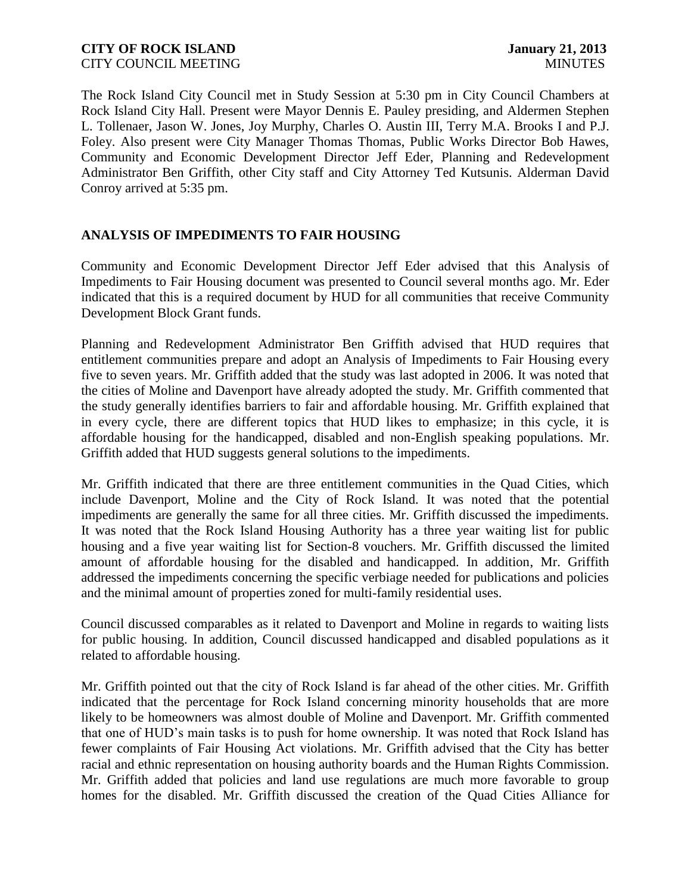The Rock Island City Council met in Study Session at 5:30 pm in City Council Chambers at Rock Island City Hall. Present were Mayor Dennis E. Pauley presiding, and Aldermen Stephen L. Tollenaer, Jason W. Jones, Joy Murphy, Charles O. Austin III, Terry M.A. Brooks I and P.J. Foley. Also present were City Manager Thomas Thomas, Public Works Director Bob Hawes, Community and Economic Development Director Jeff Eder, Planning and Redevelopment Administrator Ben Griffith, other City staff and City Attorney Ted Kutsunis. Alderman David Conroy arrived at 5:35 pm.

## ANALYSIS OF IMPEDIMENTS TO FAIR HOUSING

Community and Economic Development Director Jeff Eder advised that this Analysis of Impediments to Fair Housing document was presented to Council several months ago. Mr. Eder indicated that this is a required document by HUD for all communities that receive Community Development Block Grant funds.

Planning and Redevelopment Administrator Ben Griffith advised that HUD requires that entitlement communities prepare and adopt an Analysis of Impediments to Fair Housing every five to seven years. Mr. Griffith added that the study was last adopted in 2006. It was noted that the cities of Moline and Davenport have already adopted the study. Mr. Griffith commented that the study generally identifies barriers to fair and affordable housing. Mr. Griffith explained that in every cycle, there are different topics that HUD likes to emphasize; in this cycle, it is affordable housing for the handicapped, disabled and non-English speaking populations. Mr. Griffith added that HUD suggests general solutions to the impediments.

Mr. Griffith indicated that there are three entitlement communities in the Quad Cities, which include Davenport, Moline and the City of Rock Island. It was noted that the potential impediments are generally the same for all three cities. Mr. Griffith discussed the impediments. It was noted that the Rock Island Housing Authority has a three year waiting list for public housing and a five year waiting list for Section-8 vouchers. Mr. Griffith discussed the limited amount of affordable housing for the disabled and handicapped. In addition, Mr. Griffith addressed the impediments concerning the specific verbiage needed for publications and policies and the minimal amount of properties zoned for multi-family residential uses.

Council discussed comparables as it related to Davenport and Moline in regards to waiting lists for public housing. In addition, Council discussed handicapped and disabled populations as it related to affordable housing.

Mr. Griffith pointed out that the city of Rock Island is far ahead of the other cities. Mr. Griffith indicated that the percentage for Rock Island concerning minority households that are more likely to be homeowners was almost double of Moline and Davenport. Mr. Griffith commented that one of HUD's main tasks is to push for home ownership. It was noted that Rock Island has fewer complaints of Fair Housing Act violations. Mr. Griffith advised that the City has better racial and ethnic representation on housing authority boards and the Human Rights Commission. Mr. Griffith added that policies and land use regulations are much more favorable to group homes for the disabled. Mr. Griffith discussed the creation of the Quad Cities Alliance for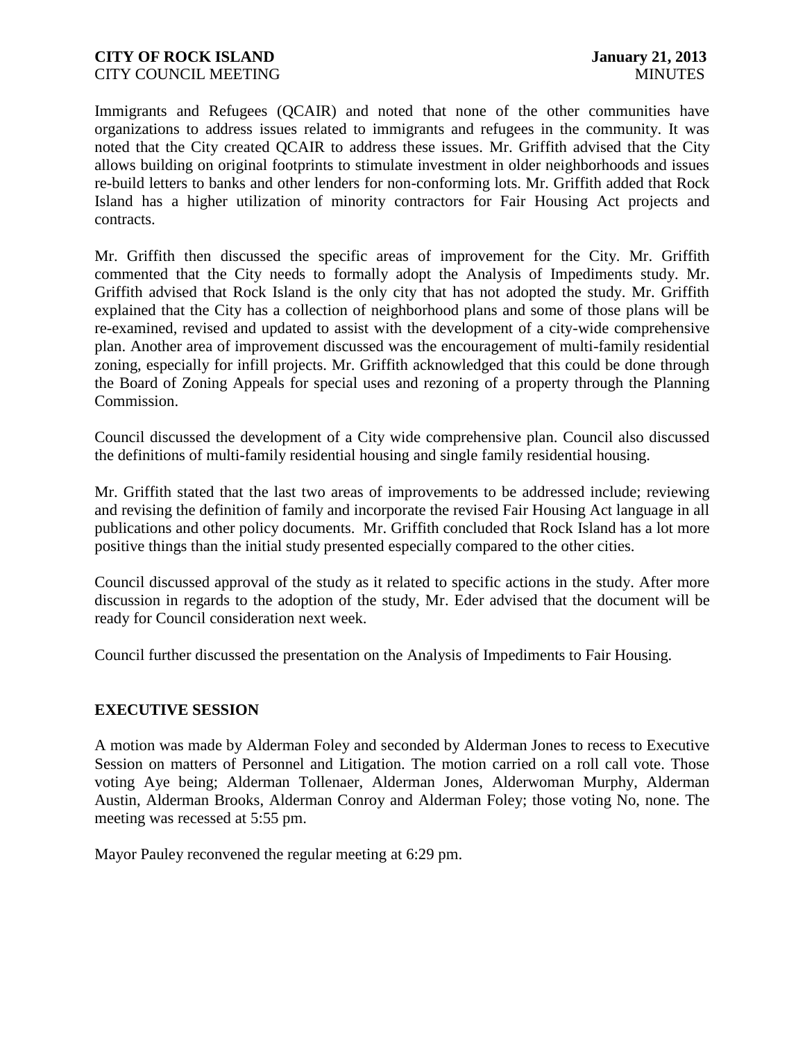Immigrants and Refugees (QCAIR) and noted that none of the other communities have organizations to address issues related to immigrants and refugees in the community. It was noted that the City created QCAIR to address these issues. Mr. Griffith advised that the City allows building on original footprints to stimulate investment in older neighborhoods and issues re-build letters to banks and other lenders for non-conforming lots. Mr. Griffith added that Rock Island has a higher utilization of minority contractors for Fair Housing Act projects and contracts.

Mr. Griffith then discussed the specific areas of improvement for the City. Mr. Griffith commented that the City needs to formally adopt the Analysis of Impediments study. Mr. Griffith advised that Rock Island is the only city that has not adopted the study. Mr. Griffith explained that the City has a collection of neighborhood plans and some of those plans will be re-examined, revised and updated to assist with the development of a city-wide comprehensive plan. Another area of improvement discussed was the encouragement of multi-family residential zoning, especially for infill projects. Mr. Griffith acknowledged that this could be done through the Board of Zoning Appeals for special uses and rezoning of a property through the Planning Commission.

Council discussed the development of a City wide comprehensive plan. Council also discussed the definitions of multi-family residential housing and single family residential housing.

Mr. Griffith stated that the last two areas of improvements to be addressed include; reviewing and revising the definition of family and incorporate the revised Fair Housing Act language in all publications and other policy documents. Mr. Griffith concluded that Rock Island has a lot more positive things than the initial study presented especially compared to the other cities.

Council discussed approval of the study as it related to specific actions in the study. After more discussion in regards to the adoption of the study, Mr. Eder advised that the document will be ready for Council consideration next week.

Council further discussed the presentation on the Analysis of Impediments to Fair Housing.

## EXECUTIVE SESSION

A motion was made by Alderman Foley and seconded by Alderman Jones to recess to Executive Session on matters of Personnel and Litigation. The motion carried on a roll call vote. Those voting Aye being; Alderman Tollenaer, Alderman Jones, Alderwoman Murphy, Alderman Austin, Alderman Brooks, Alderman Conroy and Alderman Foley; those voting No, none. The meeting was recessed at 5:55 pm.

Mayor Pauley reconvened the regular meeting at 6:29 pm.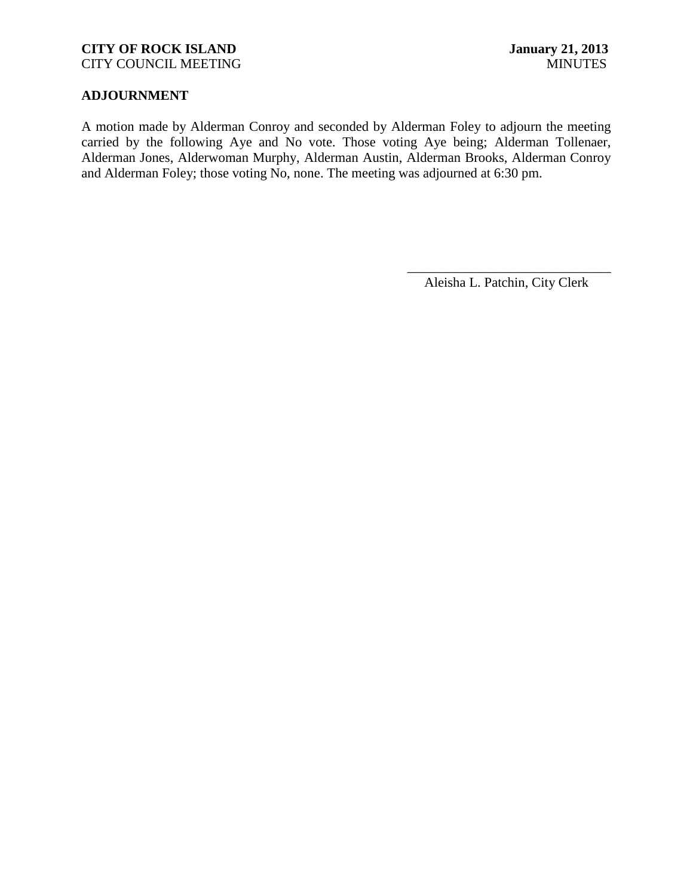## ADJOURNMENT

A motion made by Alderman Conroy and seconded by Alderman Foley to adjourn the meeting carried by the following Aye and No vote. Those voting Aye being; Alderman Tollenaer, Alderman Jones, Alderwoman Murphy, Alderman Austin, Alderman Brooks, Alderman Conroy and Alderman Foley; those voting No, none. The meeting was adjourned at 6:30 pm.

\_\_\_\_\_\_\_\_\_\_\_\_\_\_\_\_\_\_\_\_\_\_\_\_\_\_\_\_\_\_\_\_

Aleisha L. Patchin, City Clerk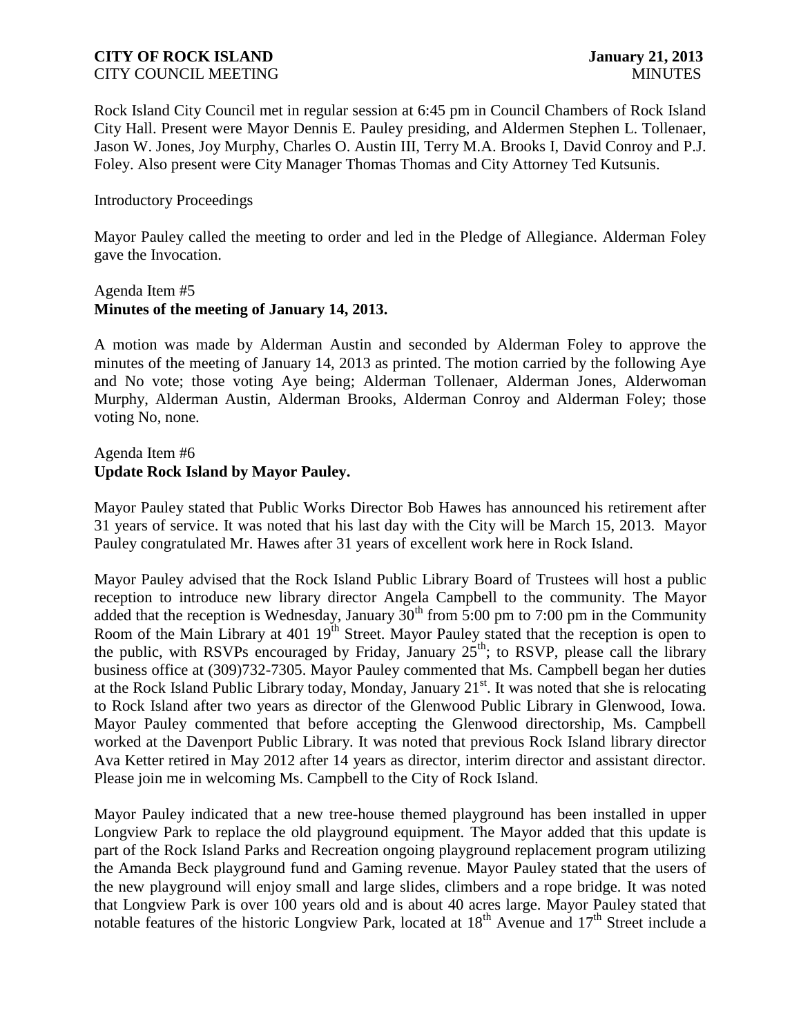Rock Island City Council met in regular session at 6:45 pm in Council Chambers of Rock Island City Hall. Present were Mayor Dennis E. Pauley presiding, and Aldermen Stephen L. Tollenaer, Jason W. Jones, Joy Murphy, Charles O. Austin III, Terry M.A. Brooks I, David Conroy and P.J. Foley. Also present were City Manager Thomas Thomas and City Attorney Ted Kutsunis.

Introductory Proceedings

Mayor Pauley called the meeting to order and led in the Pledge of Allegiance. Alderman Foley gave the Invocation.

Agenda Item #5
**Minutes of the meeting of January 14, 2013.**

A motion was made by Alderman Austin and seconded by Alderman Foley to approve the minutes of the meeting of January 14, 2013 as printed. The motion carried by the following Aye and No vote; those voting Aye being; Alderman Tollenaer, Alderman Jones, Alderwoman Murphy, Alderman Austin, Alderman Brooks, Alderman Conroy and Alderman Foley; those voting No, none.

Agenda Item #6
**Update Rock Island by Mayor Pauley.**

Mayor Pauley stated that Public Works Director Bob Hawes has announced his retirement after 31 years of service. It was noted that his last day with the City will be March 15, 2013. Mayor Pauley congratulated Mr. Hawes after 31 years of excellent work here in Rock Island.

Mayor Pauley advised that the Rock Island Public Library Board of Trustees will host a public reception to introduce new library director Angela Campbell to the community. The Mayor added that the reception is Wednesday, January 30th from 5:00 pm to 7:00 pm in the Community Room of the Main Library at 401 19th Street. Mayor Pauley stated that the reception is open to the public, with RSVPs encouraged by Friday, January 25th; to RSVP, please call the library business office at (309)732-7305. Mayor Pauley commented that Ms. Campbell began her duties at the Rock Island Public Library today, Monday, January 21st. It was noted that she is relocating to Rock Island after two years as director of the Glenwood Public Library in Glenwood, Iowa. Mayor Pauley commented that before accepting the Glenwood directorship, Ms. Campbell worked at the Davenport Public Library. It was noted that previous Rock Island library director Ava Ketter retired in May 2012 after 14 years as director, interim director and assistant director. Please join me in welcoming Ms. Campbell to the City of Rock Island.

Mayor Pauley indicated that a new tree-house themed playground has been installed in upper Longview Park to replace the old playground equipment. The Mayor added that this update is part of the Rock Island Parks and Recreation ongoing playground replacement program utilizing the Amanda Beck playground fund and Gaming revenue. Mayor Pauley stated that the users of the new playground will enjoy small and large slides, climbers and a rope bridge. It was noted that Longview Park is over 100 years old and is about 40 acres large. Mayor Pauley stated that notable features of the historic Longview Park, located at 18th Avenue and 17th Street include a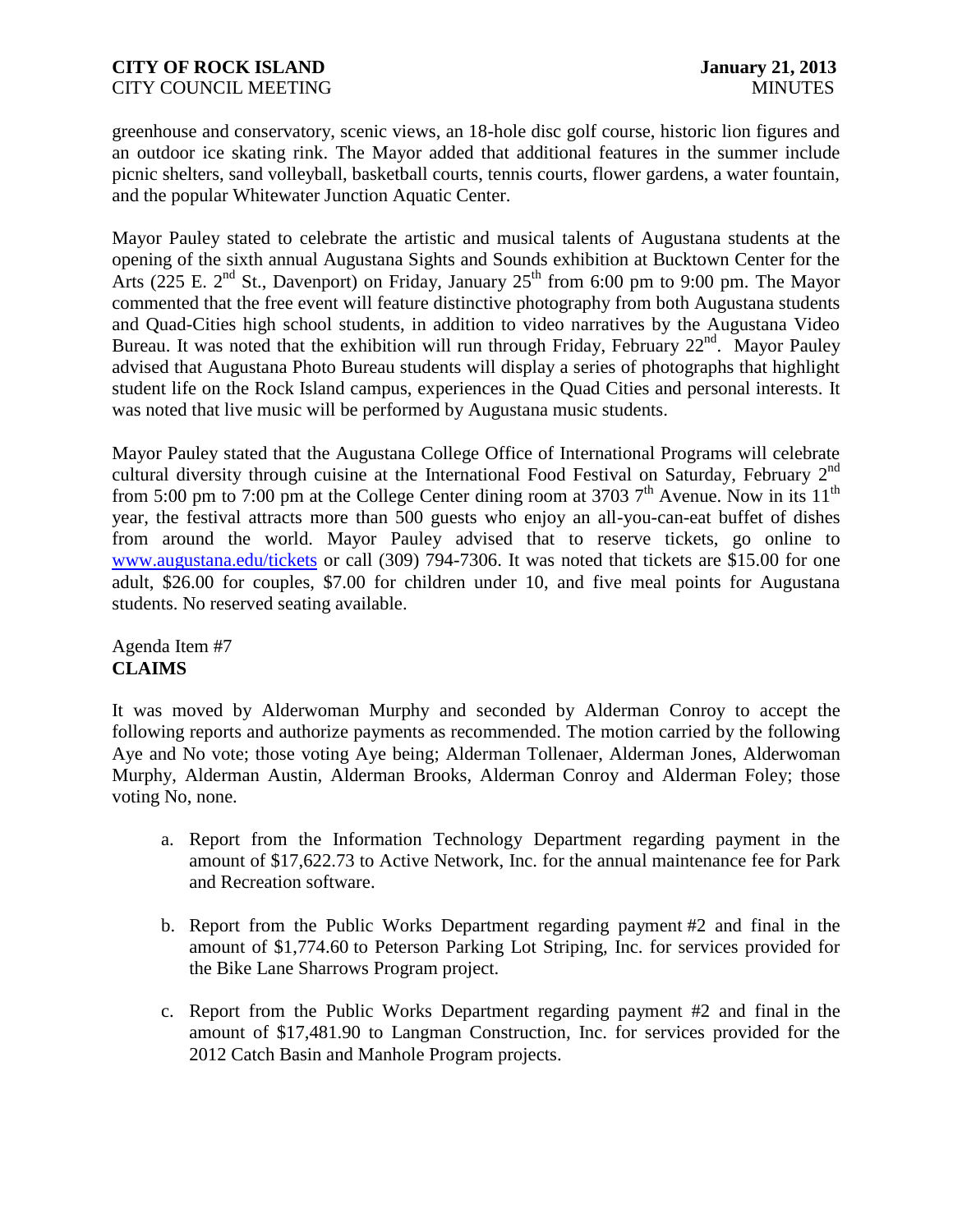greenhouse and conservatory, scenic views, an 18-hole disc golf course, historic lion figures and an outdoor ice skating rink. The Mayor added that additional features in the summer include picnic shelters, sand volleyball, basketball courts, tennis courts, flower gardens, a water fountain, and the popular Whitewater Junction Aquatic Center.

Mayor Pauley stated to celebrate the artistic and musical talents of Augustana students at the opening of the sixth annual Augustana Sights and Sounds exhibition at Bucktown Center for the Arts (225 E. 2nd St., Davenport) on Friday, January 25th from 6:00 pm to 9:00 pm. The Mayor commented that the free event will feature distinctive photography from both Augustana students and Quad-Cities high school students, in addition to video narratives by the Augustana Video Bureau. It was noted that the exhibition will run through Friday, February 22nd. Mayor Pauley advised that Augustana Photo Bureau students will display a series of photographs that highlight student life on the Rock Island campus, experiences in the Quad Cities and personal interests. It was noted that live music will be performed by Augustana music students.

Mayor Pauley stated that the Augustana College Office of International Programs will celebrate cultural diversity through cuisine at the International Food Festival on Saturday, February 2nd from 5:00 pm to 7:00 pm at the College Center dining room at 3703 7th Avenue. Now in its 11th year, the festival attracts more than 500 guests who enjoy an all-you-can-eat buffet of dishes from around the world. Mayor Pauley advised that to reserve tickets, go online to www.augustana.edu/tickets or call (309) 794-7306. It was noted that tickets are $15.00 for one adult, $26.00 for couples, $7.00 for children under 10, and five meal points for Augustana students. No reserved seating available.

Agenda Item #7
**CLAIMS**

It was moved by Alderwoman Murphy and seconded by Alderman Conroy to accept the following reports and authorize payments as recommended. The motion carried by the following Aye and No vote; those voting Aye being; Alderman Tollenaer, Alderman Jones, Alderwoman Murphy, Alderman Austin, Alderman Brooks, Alderman Conroy and Alderman Foley; those voting No, none.

a. Report from the Information Technology Department regarding payment in the amount of $17,622.73 to Active Network, Inc. for the annual maintenance fee for Park and Recreation software.

b. Report from the Public Works Department regarding payment #2 and final in the amount of $1,774.60 to Peterson Parking Lot Striping, Inc. for services provided for the Bike Lane Sharrows Program project.

c. Report from the Public Works Department regarding payment #2 and final in the amount of $17,481.90 to Langman Construction, Inc. for services provided for the 2012 Catch Basin and Manhole Program projects.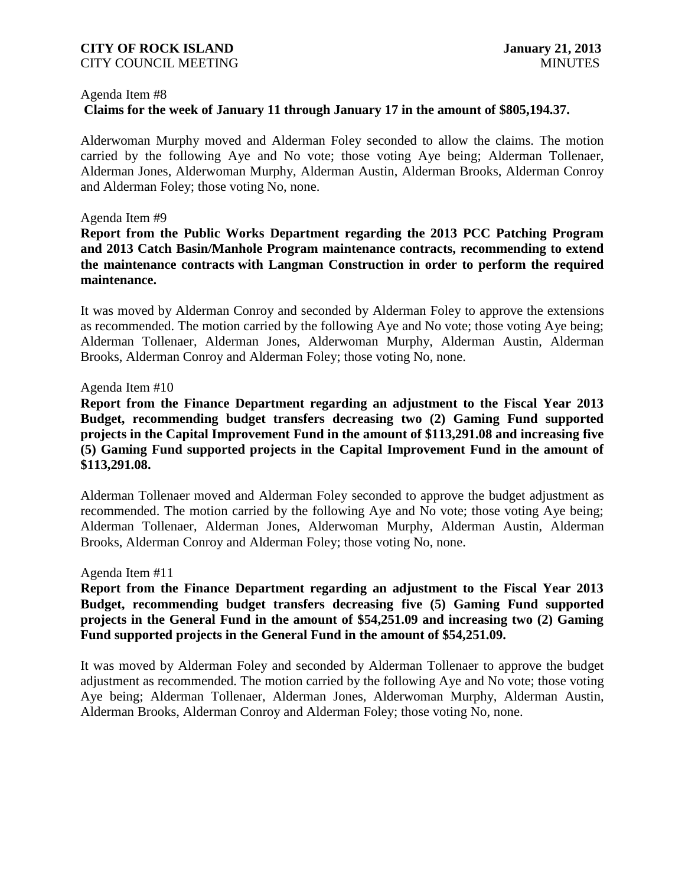Agenda Item #8

**Claims for the week of January 11 through January 17 in the amount of $805,194.37.**

Alderwoman Murphy moved and Alderman Foley seconded to allow the claims. The motion carried by the following Aye and No vote; those voting Aye being; Alderman Tollenaer, Alderman Jones, Alderwoman Murphy, Alderman Austin, Alderman Brooks, Alderman Conroy and Alderman Foley; those voting No, none.

Agenda Item #9

**Report from the Public Works Department regarding the 2013 PCC Patching Program and 2013 Catch Basin/Manhole Program maintenance contracts, recommending to extend the maintenance contracts with Langman Construction in order to perform the required maintenance.**

It was moved by Alderman Conroy and seconded by Alderman Foley to approve the extensions as recommended. The motion carried by the following Aye and No vote; those voting Aye being; Alderman Tollenaer, Alderman Jones, Alderwoman Murphy, Alderman Austin, Alderman Brooks, Alderman Conroy and Alderman Foley; those voting No, none.

Agenda Item #10

**Report from the Finance Department regarding an adjustment to the Fiscal Year 2013 Budget, recommending budget transfers decreasing two (2) Gaming Fund supported projects in the Capital Improvement Fund in the amount of $113,291.08 and increasing five (5) Gaming Fund supported projects in the Capital Improvement Fund in the amount of $113,291.08.**

Alderman Tollenaer moved and Alderman Foley seconded to approve the budget adjustment as recommended. The motion carried by the following Aye and No vote; those voting Aye being; Alderman Tollenaer, Alderman Jones, Alderwoman Murphy, Alderman Austin, Alderman Brooks, Alderman Conroy and Alderman Foley; those voting No, none.

Agenda Item #11

**Report from the Finance Department regarding an adjustment to the Fiscal Year 2013 Budget, recommending budget transfers decreasing five (5) Gaming Fund supported projects in the General Fund in the amount of $54,251.09 and increasing two (2) Gaming Fund supported projects in the General Fund in the amount of $54,251.09.**

It was moved by Alderman Foley and seconded by Alderman Tollenaer to approve the budget adjustment as recommended. The motion carried by the following Aye and No vote; those voting Aye being; Alderman Tollenaer, Alderman Jones, Alderwoman Murphy, Alderman Austin, Alderman Brooks, Alderman Conroy and Alderman Foley; those voting No, none.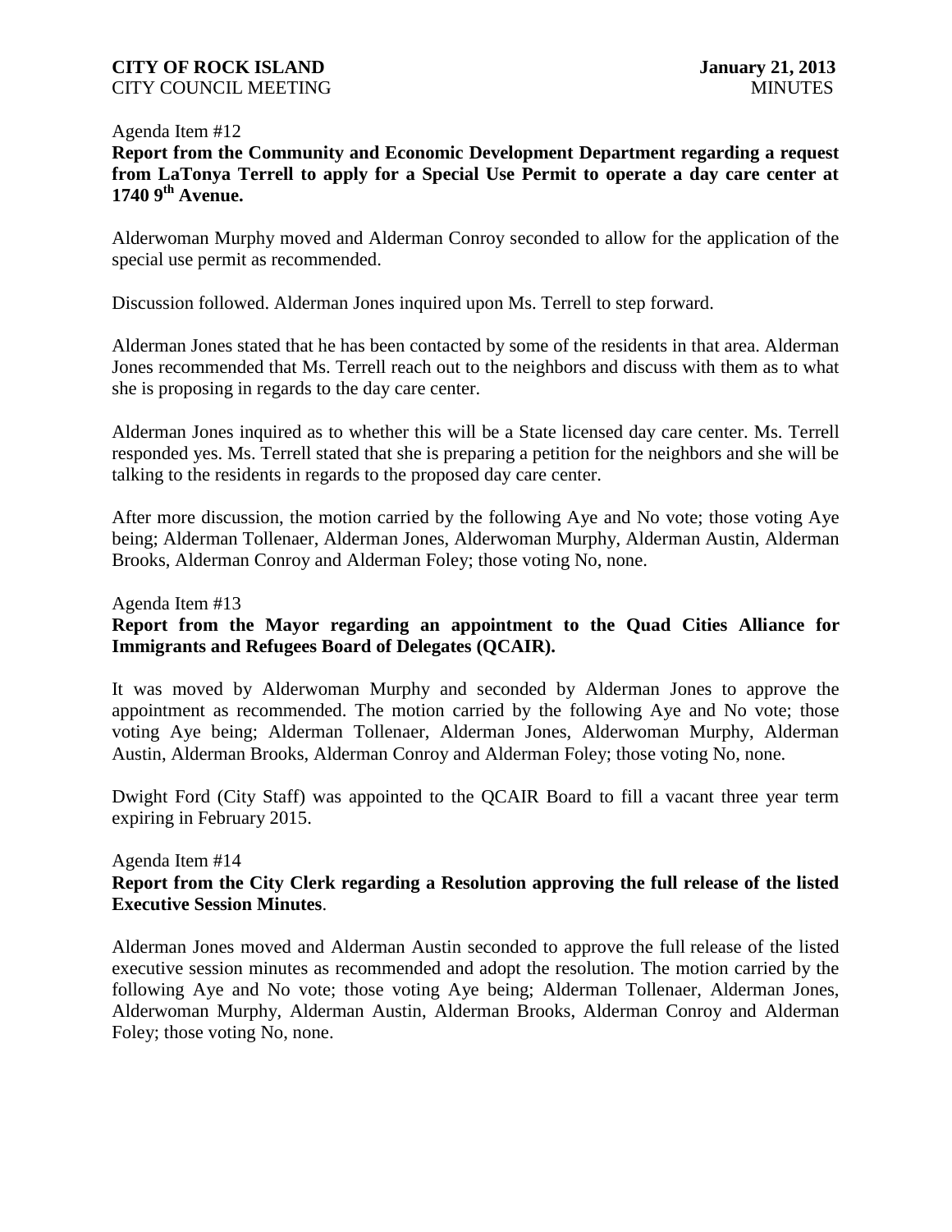Agenda Item #12

**Report from the Community and Economic Development Department regarding a request from LaTonya Terrell to apply for a Special Use Permit to operate a day care center at 1740 9th Avenue.**

Alderwoman Murphy moved and Alderman Conroy seconded to allow for the application of the special use permit as recommended.

Discussion followed. Alderman Jones inquired upon Ms. Terrell to step forward.

Alderman Jones stated that he has been contacted by some of the residents in that area. Alderman Jones recommended that Ms. Terrell reach out to the neighbors and discuss with them as to what she is proposing in regards to the day care center.

Alderman Jones inquired as to whether this will be a State licensed day care center. Ms. Terrell responded yes. Ms. Terrell stated that she is preparing a petition for the neighbors and she will be talking to the residents in regards to the proposed day care center.

After more discussion, the motion carried by the following Aye and No vote; those voting Aye being; Alderman Tollenaer, Alderman Jones, Alderwoman Murphy, Alderman Austin, Alderman Brooks, Alderman Conroy and Alderman Foley; those voting No, none.

Agenda Item #13

**Report from the Mayor regarding an appointment to the Quad Cities Alliance for Immigrants and Refugees Board of Delegates (QCAIR).**

It was moved by Alderwoman Murphy and seconded by Alderman Jones to approve the appointment as recommended. The motion carried by the following Aye and No vote; those voting Aye being; Alderman Tollenaer, Alderman Jones, Alderwoman Murphy, Alderman Austin, Alderman Brooks, Alderman Conroy and Alderman Foley; those voting No, none.

Dwight Ford (City Staff) was appointed to the QCAIR Board to fill a vacant three year term expiring in February 2015.

Agenda Item #14

**Report from the City Clerk regarding a Resolution approving the full release of the listed Executive Session Minutes**.

Alderman Jones moved and Alderman Austin seconded to approve the full release of the listed executive session minutes as recommended and adopt the resolution. The motion carried by the following Aye and No vote; those voting Aye being; Alderman Tollenaer, Alderman Jones, Alderwoman Murphy, Alderman Austin, Alderman Brooks, Alderman Conroy and Alderman Foley; those voting No, none.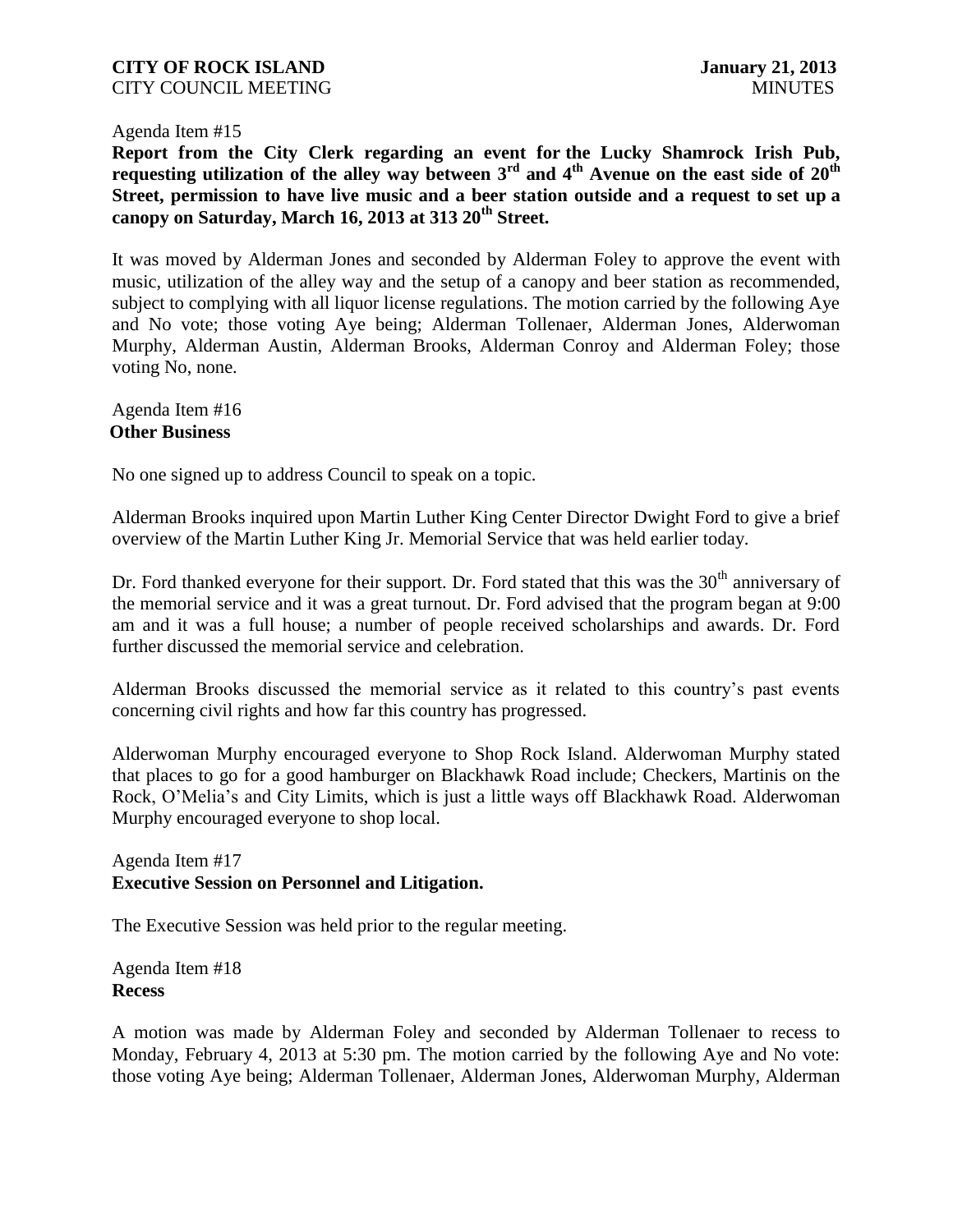Agenda Item #15

**Report from the City Clerk regarding an event for the Lucky Shamrock Irish Pub, requesting utilization of the alley way between 3rd and 4th Avenue on the east side of 20th Street, permission to have live music and a beer station outside and a request to set up a canopy on Saturday, March 16, 2013 at 313 20th Street.**

It was moved by Alderman Jones and seconded by Alderman Foley to approve the event with music, utilization of the alley way and the setup of a canopy and beer station as recommended, subject to complying with all liquor license regulations. The motion carried by the following Aye and No vote; those voting Aye being; Alderman Tollenaer, Alderman Jones, Alderwoman Murphy, Alderman Austin, Alderman Brooks, Alderman Conroy and Alderman Foley; those voting No, none.

Agenda Item #16

**Other Business**

No one signed up to address Council to speak on a topic.

Alderman Brooks inquired upon Martin Luther King Center Director Dwight Ford to give a brief overview of the Martin Luther King Jr. Memorial Service that was held earlier today.

Dr. Ford thanked everyone for their support. Dr. Ford stated that this was the 30th anniversary of the memorial service and it was a great turnout. Dr. Ford advised that the program began at 9:00 am and it was a full house; a number of people received scholarships and awards. Dr. Ford further discussed the memorial service and celebration.

Alderman Brooks discussed the memorial service as it related to this country's past events concerning civil rights and how far this country has progressed.

Alderwoman Murphy encouraged everyone to Shop Rock Island. Alderwoman Murphy stated that places to go for a good hamburger on Blackhawk Road include; Checkers, Martinis on the Rock, O'Melia's and City Limits, which is just a little ways off Blackhawk Road. Alderwoman Murphy encouraged everyone to shop local.

Agenda Item #17

**Executive Session on Personnel and Litigation.**

The Executive Session was held prior to the regular meeting.

Agenda Item #18

**Recess**

A motion was made by Alderman Foley and seconded by Alderman Tollenaer to recess to Monday, February 4, 2013 at 5:30 pm. The motion carried by the following Aye and No vote: those voting Aye being; Alderman Tollenaer, Alderman Jones, Alderwoman Murphy, Alderman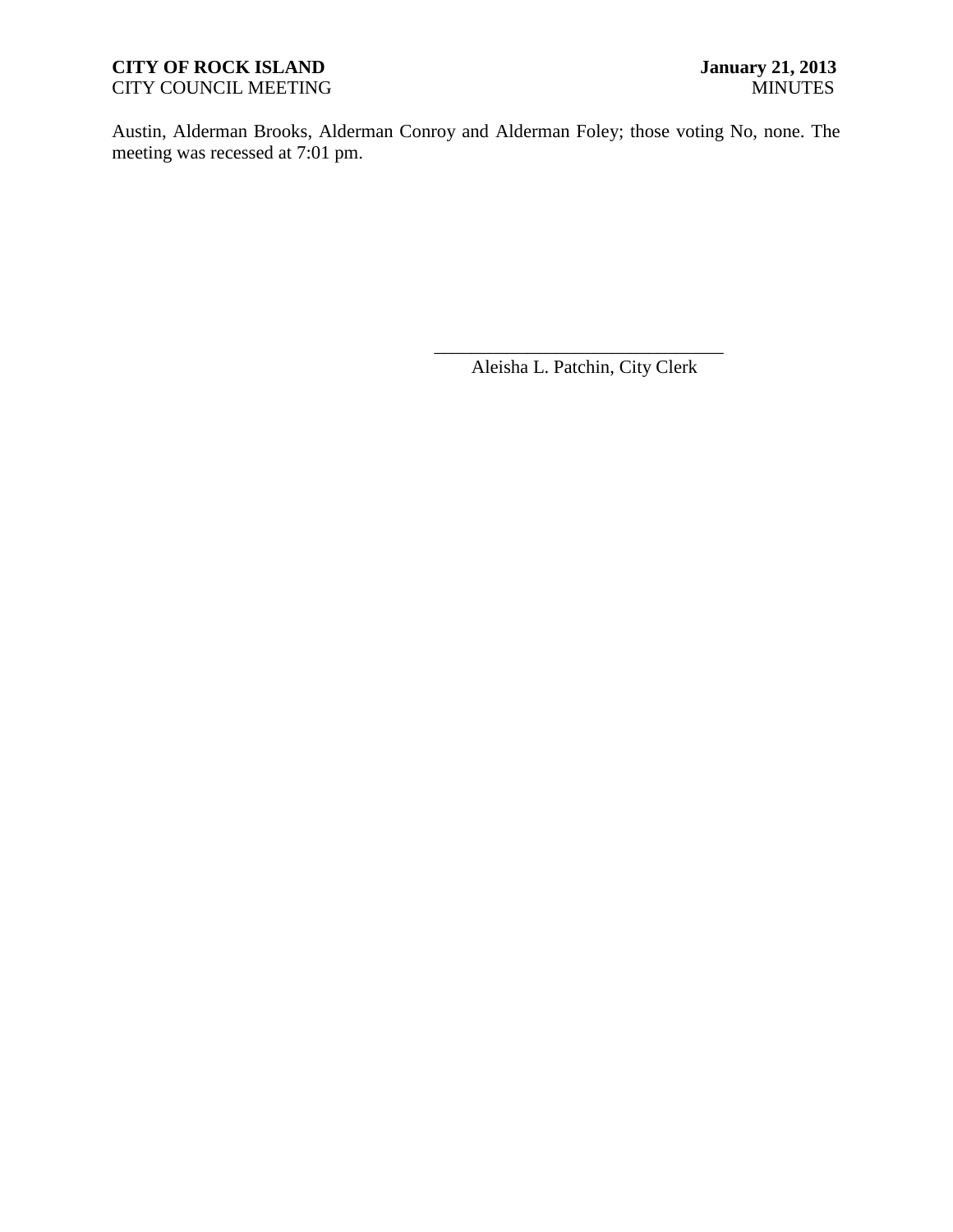Austin, Alderman Brooks, Alderman Conroy and Alderman Foley; those voting No, none. The meeting was recessed at 7:01 pm.

_______________________________

Aleisha L. Patchin, City Clerk